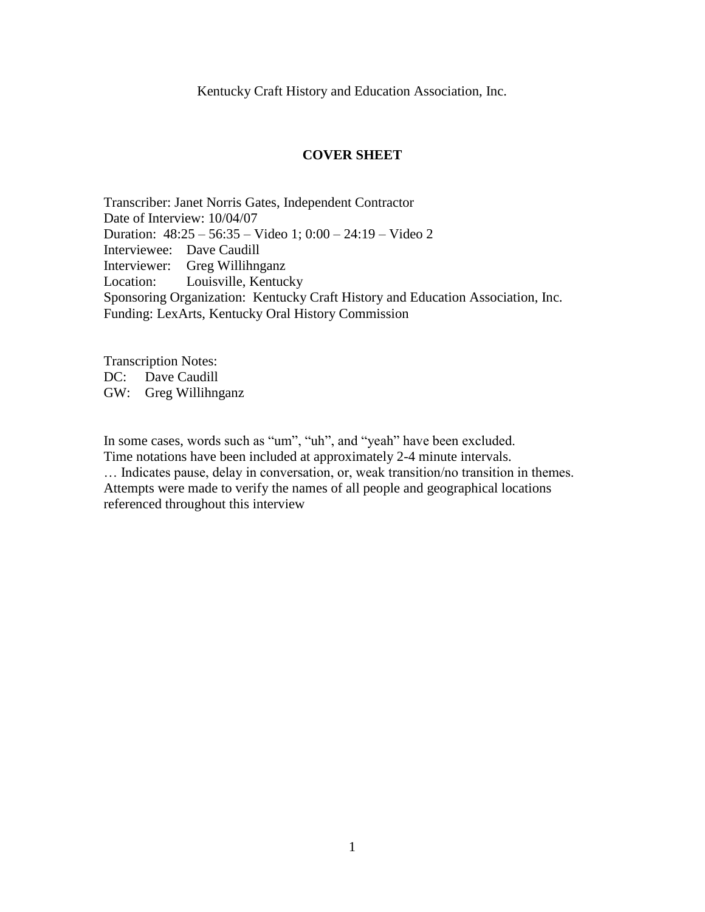Kentucky Craft History and Education Association, Inc.

## COVER SHEET

Transcriber: Janet Norris Gates, Independent Contractor
Date of Interview: 10/04/07
Duration: 48:25 – 56:35 – Video 1; 0:00 – 24:19 – Video 2
Interviewee: Dave Caudill
Interviewer: Greg Willihnganz
Location: Louisville, Kentucky
Sponsoring Organization: Kentucky Craft History and Education Association, Inc.
Funding: LexArts, Kentucky Oral History Commission

Transcription Notes:
DC: Dave Caudill
GW: Greg Willihnganz

In some cases, words such as "um", "uh", and "yeah" have been excluded.
Time notations have been included at approximately 2-4 minute intervals.
… Indicates pause, delay in conversation, or, weak transition/no transition in themes.
Attempts were made to verify the names of all people and geographical locations referenced throughout this interview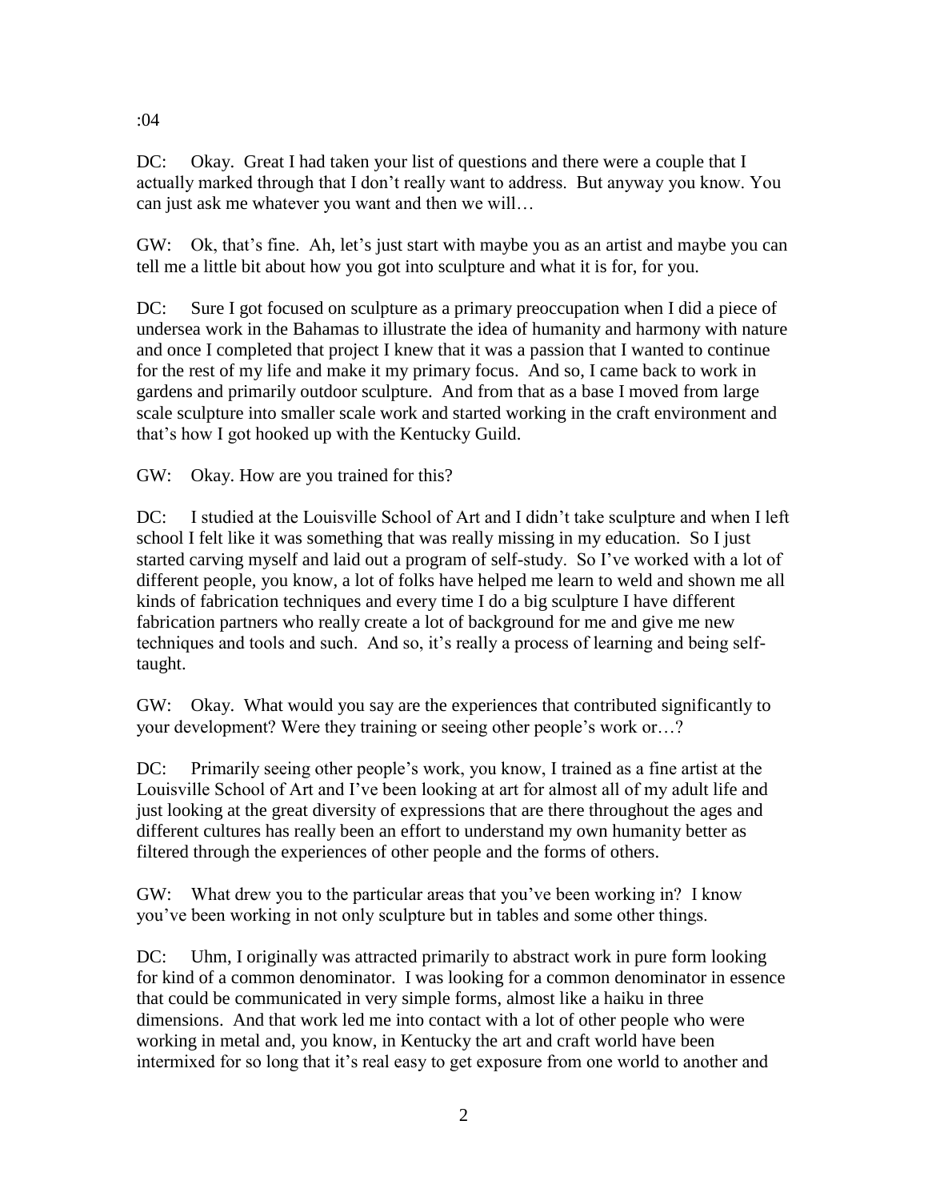:04

DC: Okay. Great I had taken your list of questions and there were a couple that I actually marked through that I don't really want to address. But anyway you know. You can just ask me whatever you want and then we will…

GW: Ok, that's fine. Ah, let's just start with maybe you as an artist and maybe you can tell me a little bit about how you got into sculpture and what it is for, for you.

DC: Sure I got focused on sculpture as a primary preoccupation when I did a piece of undersea work in the Bahamas to illustrate the idea of humanity and harmony with nature and once I completed that project I knew that it was a passion that I wanted to continue for the rest of my life and make it my primary focus. And so, I came back to work in gardens and primarily outdoor sculpture. And from that as a base I moved from large scale sculpture into smaller scale work and started working in the craft environment and that's how I got hooked up with the Kentucky Guild.

GW: Okay. How are you trained for this?

DC: I studied at the Louisville School of Art and I didn't take sculpture and when I left school I felt like it was something that was really missing in my education. So I just started carving myself and laid out a program of self-study. So I've worked with a lot of different people, you know, a lot of folks have helped me learn to weld and shown me all kinds of fabrication techniques and every time I do a big sculpture I have different fabrication partners who really create a lot of background for me and give me new techniques and tools and such. And so, it's really a process of learning and being self-taught.

GW: Okay. What would you say are the experiences that contributed significantly to your development? Were they training or seeing other people's work or…?

DC: Primarily seeing other people's work, you know, I trained as a fine artist at the Louisville School of Art and I've been looking at art for almost all of my adult life and just looking at the great diversity of expressions that are there throughout the ages and different cultures has really been an effort to understand my own humanity better as filtered through the experiences of other people and the forms of others.

GW: What drew you to the particular areas that you've been working in? I know you've been working in not only sculpture but in tables and some other things.

DC: Uhm, I originally was attracted primarily to abstract work in pure form looking for kind of a common denominator. I was looking for a common denominator in essence that could be communicated in very simple forms, almost like a haiku in three dimensions. And that work led me into contact with a lot of other people who were working in metal and, you know, in Kentucky the art and craft world have been intermixed for so long that it's real easy to get exposure from one world to another and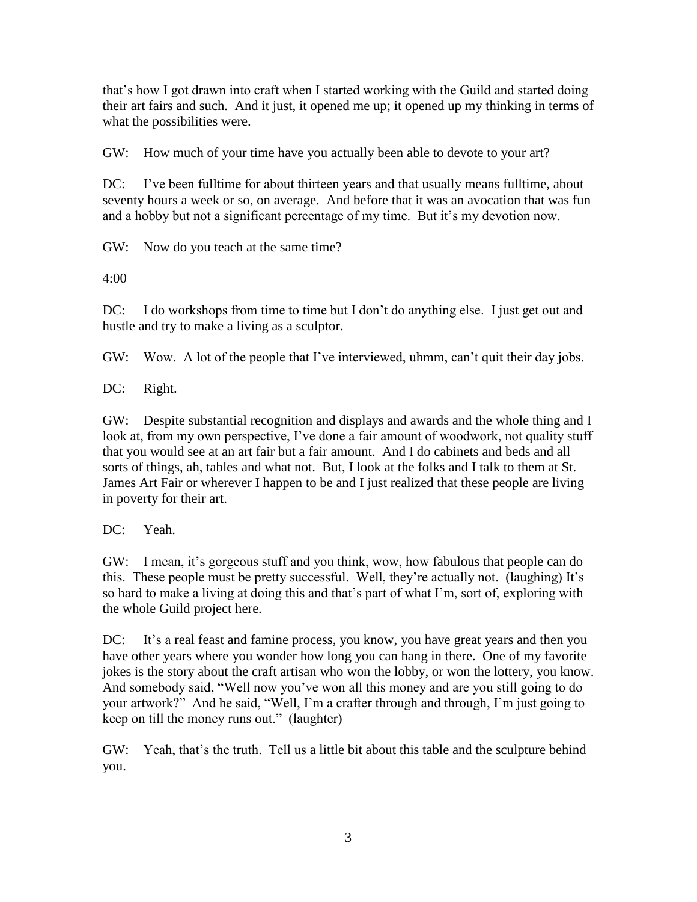that's how I got drawn into craft when I started working with the Guild and started doing their art fairs and such. And it just, it opened me up; it opened up my thinking in terms of what the possibilities were.

GW: How much of your time have you actually been able to devote to your art?

DC: I've been fulltime for about thirteen years and that usually means fulltime, about seventy hours a week or so, on average. And before that it was an avocation that was fun and a hobby but not a significant percentage of my time. But it's my devotion now.

GW: Now do you teach at the same time?

4:00

DC: I do workshops from time to time but I don't do anything else. I just get out and hustle and try to make a living as a sculptor.

GW: Wow. A lot of the people that I've interviewed, uhmm, can't quit their day jobs.

DC: Right.

GW: Despite substantial recognition and displays and awards and the whole thing and I look at, from my own perspective, I've done a fair amount of woodwork, not quality stuff that you would see at an art fair but a fair amount. And I do cabinets and beds and all sorts of things, ah, tables and what not. But, I look at the folks and I talk to them at St. James Art Fair or wherever I happen to be and I just realized that these people are living in poverty for their art.

DC: Yeah.

GW: I mean, it's gorgeous stuff and you think, wow, how fabulous that people can do this. These people must be pretty successful. Well, they're actually not. (laughing) It's so hard to make a living at doing this and that's part of what I'm, sort of, exploring with the whole Guild project here.

DC: It's a real feast and famine process, you know, you have great years and then you have other years where you wonder how long you can hang in there. One of my favorite jokes is the story about the craft artisan who won the lobby, or won the lottery, you know. And somebody said, "Well now you've won all this money and are you still going to do your artwork?" And he said, "Well, I'm a crafter through and through, I'm just going to keep on till the money runs out." (laughter)

GW: Yeah, that's the truth. Tell us a little bit about this table and the sculpture behind you.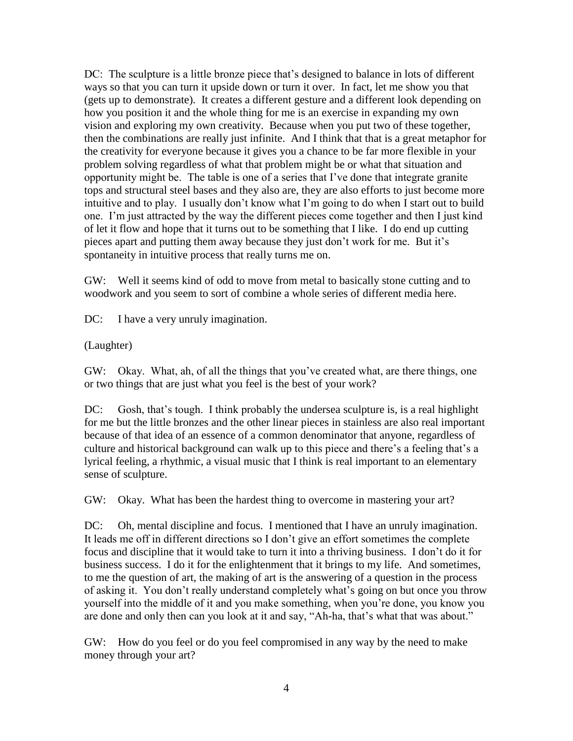DC: The sculpture is a little bronze piece that's designed to balance in lots of different ways so that you can turn it upside down or turn it over. In fact, let me show you that (gets up to demonstrate). It creates a different gesture and a different look depending on how you position it and the whole thing for me is an exercise in expanding my own vision and exploring my own creativity. Because when you put two of these together, then the combinations are really just infinite. And I think that that is a great metaphor for the creativity for everyone because it gives you a chance to be far more flexible in your problem solving regardless of what that problem might be or what that situation and opportunity might be. The table is one of a series that I've done that integrate granite tops and structural steel bases and they also are, they are also efforts to just become more intuitive and to play. I usually don't know what I'm going to do when I start out to build one. I'm just attracted by the way the different pieces come together and then I just kind of let it flow and hope that it turns out to be something that I like. I do end up cutting pieces apart and putting them away because they just don't work for me. But it's spontaneity in intuitive process that really turns me on.

GW: Well it seems kind of odd to move from metal to basically stone cutting and to woodwork and you seem to sort of combine a whole series of different media here.

DC: I have a very unruly imagination.

(Laughter)

GW: Okay. What, ah, of all the things that you've created what, are there things, one or two things that are just what you feel is the best of your work?

DC: Gosh, that's tough. I think probably the undersea sculpture is, is a real highlight for me but the little bronzes and the other linear pieces in stainless are also real important because of that idea of an essence of a common denominator that anyone, regardless of culture and historical background can walk up to this piece and there's a feeling that's a lyrical feeling, a rhythmic, a visual music that I think is real important to an elementary sense of sculpture.

GW: Okay. What has been the hardest thing to overcome in mastering your art?

DC: Oh, mental discipline and focus. I mentioned that I have an unruly imagination. It leads me off in different directions so I don't give an effort sometimes the complete focus and discipline that it would take to turn it into a thriving business. I don't do it for business success. I do it for the enlightenment that it brings to my life. And sometimes, to me the question of art, the making of art is the answering of a question in the process of asking it. You don't really understand completely what's going on but once you throw yourself into the middle of it and you make something, when you're done, you know you are done and only then can you look at it and say, "Ah-ha, that's what that was about."

GW: How do you feel or do you feel compromised in any way by the need to make money through your art?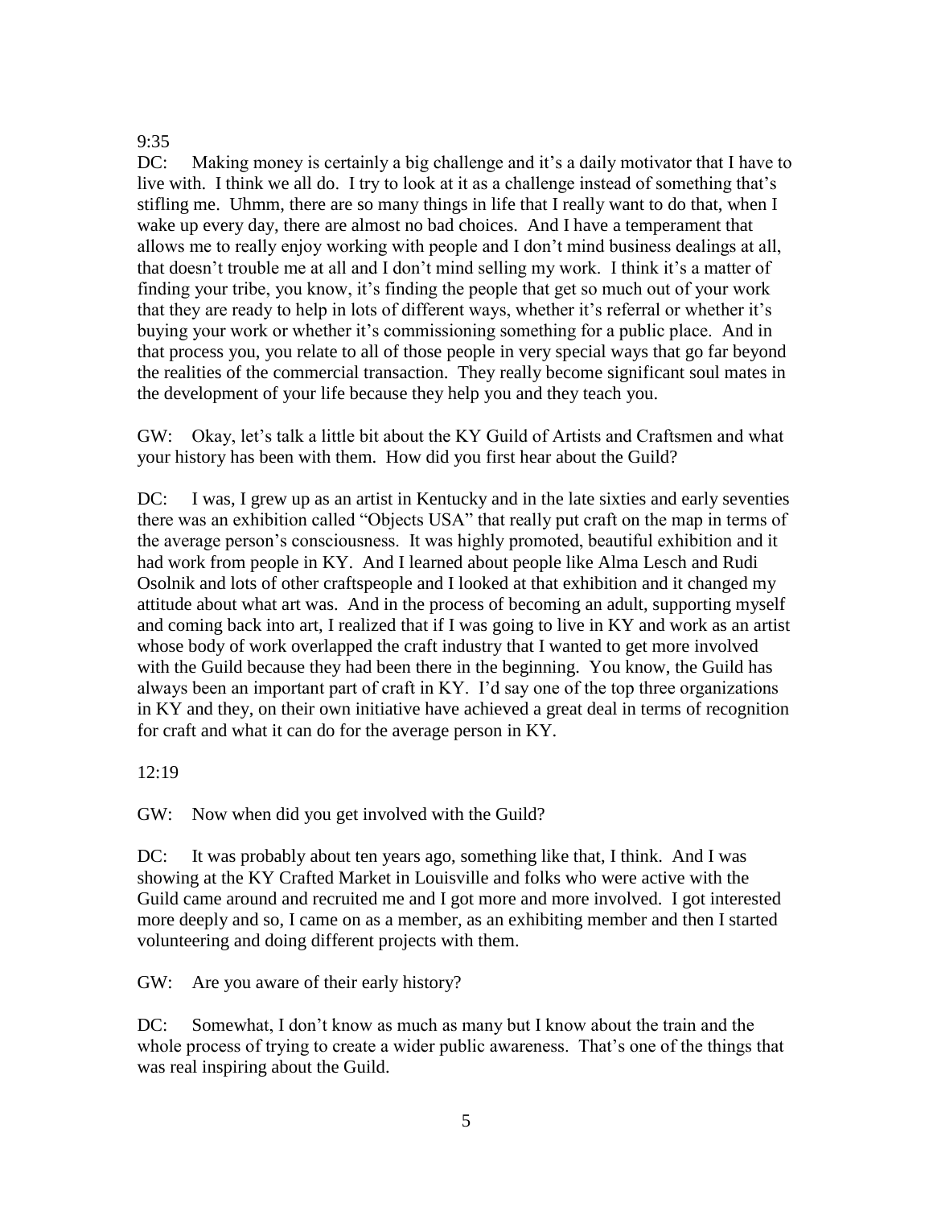9:35

DC: Making money is certainly a big challenge and it's a daily motivator that I have to live with. I think we all do. I try to look at it as a challenge instead of something that's stifling me. Uhmm, there are so many things in life that I really want to do that, when I wake up every day, there are almost no bad choices. And I have a temperament that allows me to really enjoy working with people and I don't mind business dealings at all, that doesn't trouble me at all and I don't mind selling my work. I think it's a matter of finding your tribe, you know, it's finding the people that get so much out of your work that they are ready to help in lots of different ways, whether it's referral or whether it's buying your work or whether it's commissioning something for a public place. And in that process you, you relate to all of those people in very special ways that go far beyond the realities of the commercial transaction. They really become significant soul mates in the development of your life because they help you and they teach you.

GW: Okay, let's talk a little bit about the KY Guild of Artists and Craftsmen and what your history has been with them. How did you first hear about the Guild?

DC: I was, I grew up as an artist in Kentucky and in the late sixties and early seventies there was an exhibition called "Objects USA" that really put craft on the map in terms of the average person's consciousness. It was highly promoted, beautiful exhibition and it had work from people in KY. And I learned about people like Alma Lesch and Rudi Osolnik and lots of other craftspeople and I looked at that exhibition and it changed my attitude about what art was. And in the process of becoming an adult, supporting myself and coming back into art, I realized that if I was going to live in KY and work as an artist whose body of work overlapped the craft industry that I wanted to get more involved with the Guild because they had been there in the beginning. You know, the Guild has always been an important part of craft in KY. I'd say one of the top three organizations in KY and they, on their own initiative have achieved a great deal in terms of recognition for craft and what it can do for the average person in KY.

12:19

GW: Now when did you get involved with the Guild?

DC: It was probably about ten years ago, something like that, I think. And I was showing at the KY Crafted Market in Louisville and folks who were active with the Guild came around and recruited me and I got more and more involved. I got interested more deeply and so, I came on as a member, as an exhibiting member and then I started volunteering and doing different projects with them.

GW: Are you aware of their early history?

DC: Somewhat, I don't know as much as many but I know about the train and the whole process of trying to create a wider public awareness. That's one of the things that was real inspiring about the Guild.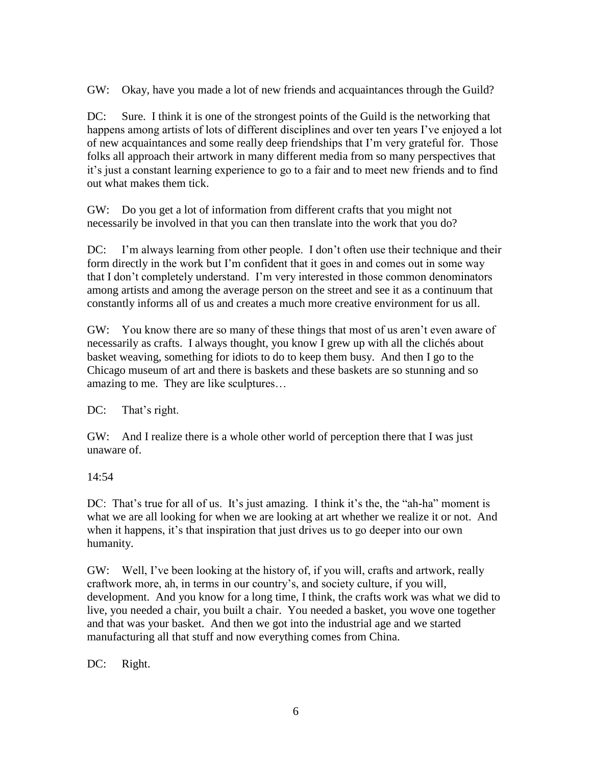GW: Okay, have you made a lot of new friends and acquaintances through the Guild?

DC: Sure. I think it is one of the strongest points of the Guild is the networking that happens among artists of lots of different disciplines and over ten years I've enjoyed a lot of new acquaintances and some really deep friendships that I'm very grateful for. Those folks all approach their artwork in many different media from so many perspectives that it's just a constant learning experience to go to a fair and to meet new friends and to find out what makes them tick.

GW: Do you get a lot of information from different crafts that you might not necessarily be involved in that you can then translate into the work that you do?

DC: I'm always learning from other people. I don't often use their technique and their form directly in the work but I'm confident that it goes in and comes out in some way that I don't completely understand. I'm very interested in those common denominators among artists and among the average person on the street and see it as a continuum that constantly informs all of us and creates a much more creative environment for us all.

GW: You know there are so many of these things that most of us aren't even aware of necessarily as crafts. I always thought, you know I grew up with all the clichés about basket weaving, something for idiots to do to keep them busy. And then I go to the Chicago museum of art and there is baskets and these baskets are so stunning and so amazing to me. They are like sculptures…

DC: That's right.

GW: And I realize there is a whole other world of perception there that I was just unaware of.

14:54

DC: That's true for all of us. It's just amazing. I think it's the, the "ah-ha" moment is what we are all looking for when we are looking at art whether we realize it or not. And when it happens, it's that inspiration that just drives us to go deeper into our own humanity.

GW: Well, I've been looking at the history of, if you will, crafts and artwork, really craftwork more, ah, in terms in our country's, and society culture, if you will, development. And you know for a long time, I think, the crafts work was what we did to live, you needed a chair, you built a chair. You needed a basket, you wove one together and that was your basket. And then we got into the industrial age and we started manufacturing all that stuff and now everything comes from China.

DC: Right.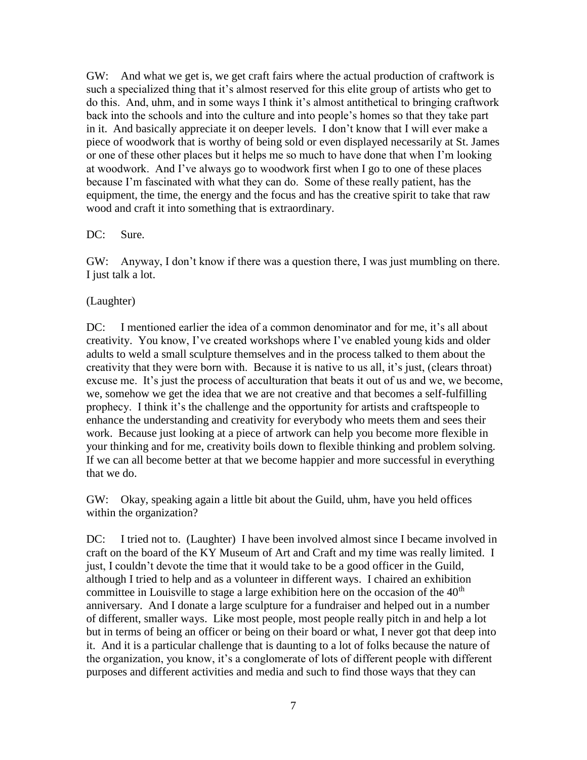GW: And what we get is, we get craft fairs where the actual production of craftwork is such a specialized thing that it's almost reserved for this elite group of artists who get to do this. And, uhm, and in some ways I think it's almost antithetical to bringing craftwork back into the schools and into the culture and into people's homes so that they take part in it. And basically appreciate it on deeper levels. I don't know that I will ever make a piece of woodwork that is worthy of being sold or even displayed necessarily at St. James or one of these other places but it helps me so much to have done that when I'm looking at woodwork. And I've always go to woodwork first when I go to one of these places because I'm fascinated with what they can do. Some of these really patient, has the equipment, the time, the energy and the focus and has the creative spirit to take that raw wood and craft it into something that is extraordinary.

DC: Sure.

GW: Anyway, I don't know if there was a question there, I was just mumbling on there. I just talk a lot.

(Laughter)

DC: I mentioned earlier the idea of a common denominator and for me, it's all about creativity. You know, I've created workshops where I've enabled young kids and older adults to weld a small sculpture themselves and in the process talked to them about the creativity that they were born with. Because it is native to us all, it's just, (clears throat) excuse me. It's just the process of acculturation that beats it out of us and we, we become, we, somehow we get the idea that we are not creative and that becomes a self-fulfilling prophecy. I think it's the challenge and the opportunity for artists and craftspeople to enhance the understanding and creativity for everybody who meets them and sees their work. Because just looking at a piece of artwork can help you become more flexible in your thinking and for me, creativity boils down to flexible thinking and problem solving. If we can all become better at that we become happier and more successful in everything that we do.

GW: Okay, speaking again a little bit about the Guild, uhm, have you held offices within the organization?

DC: I tried not to. (Laughter) I have been involved almost since I became involved in craft on the board of the KY Museum of Art and Craft and my time was really limited. I just, I couldn't devote the time that it would take to be a good officer in the Guild, although I tried to help and as a volunteer in different ways. I chaired an exhibition committee in Louisville to stage a large exhibition here on the occasion of the 40th anniversary. And I donate a large sculpture for a fundraiser and helped out in a number of different, smaller ways. Like most people, most people really pitch in and help a lot but in terms of being an officer or being on their board or what, I never got that deep into it. And it is a particular challenge that is daunting to a lot of folks because the nature of the organization, you know, it's a conglomerate of lots of different people with different purposes and different activities and media and such to find those ways that they can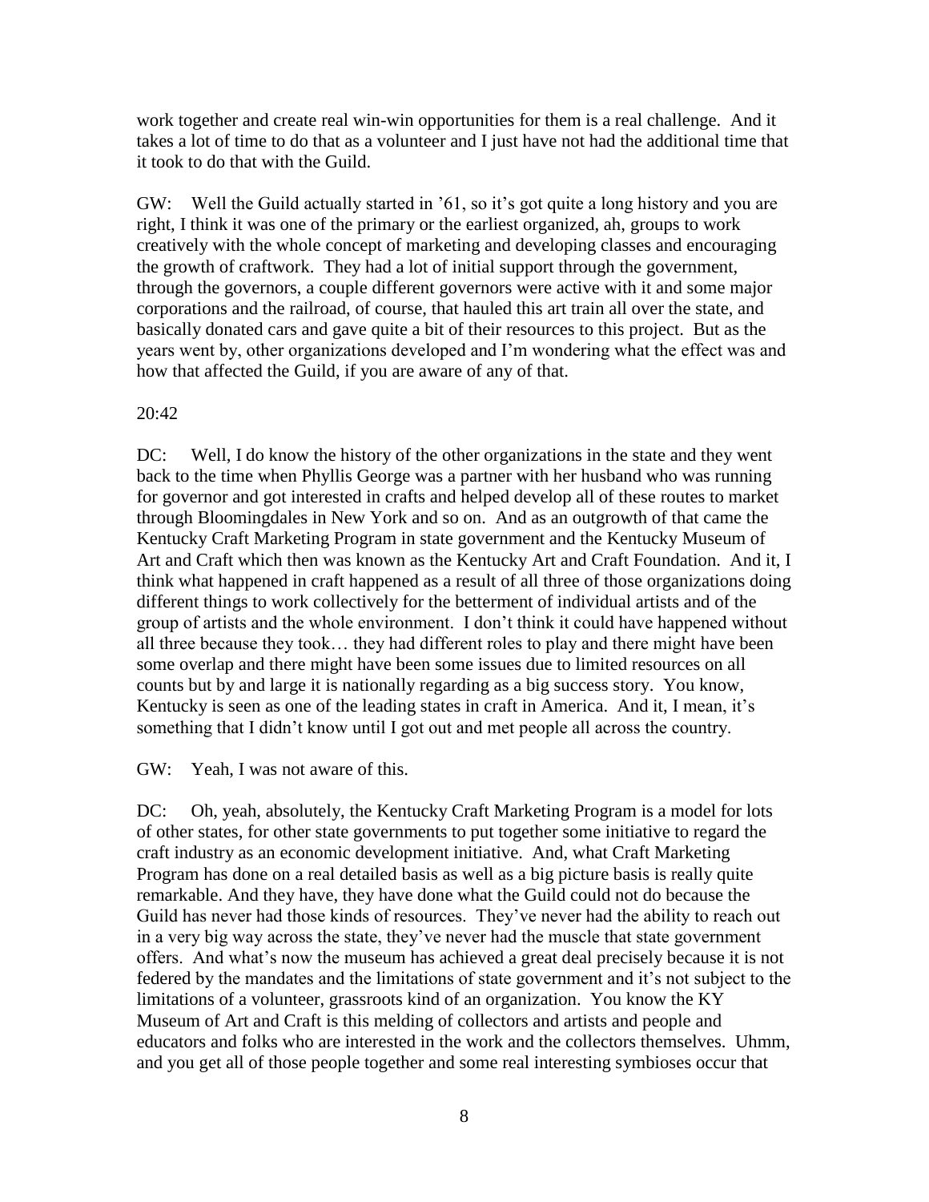work together and create real win-win opportunities for them is a real challenge. And it takes a lot of time to do that as a volunteer and I just have not had the additional time that it took to do that with the Guild.

GW: Well the Guild actually started in '61, so it's got quite a long history and you are right, I think it was one of the primary or the earliest organized, ah, groups to work creatively with the whole concept of marketing and developing classes and encouraging the growth of craftwork. They had a lot of initial support through the government, through the governors, a couple different governors were active with it and some major corporations and the railroad, of course, that hauled this art train all over the state, and basically donated cars and gave quite a bit of their resources to this project. But as the years went by, other organizations developed and I'm wondering what the effect was and how that affected the Guild, if you are aware of any of that.

20:42

DC: Well, I do know the history of the other organizations in the state and they went back to the time when Phyllis George was a partner with her husband who was running for governor and got interested in crafts and helped develop all of these routes to market through Bloomingdales in New York and so on. And as an outgrowth of that came the Kentucky Craft Marketing Program in state government and the Kentucky Museum of Art and Craft which then was known as the Kentucky Art and Craft Foundation. And it, I think what happened in craft happened as a result of all three of those organizations doing different things to work collectively for the betterment of individual artists and of the group of artists and the whole environment. I don't think it could have happened without all three because they took… they had different roles to play and there might have been some overlap and there might have been some issues due to limited resources on all counts but by and large it is nationally regarding as a big success story. You know, Kentucky is seen as one of the leading states in craft in America. And it, I mean, it's something that I didn't know until I got out and met people all across the country.

GW: Yeah, I was not aware of this.

DC: Oh, yeah, absolutely, the Kentucky Craft Marketing Program is a model for lots of other states, for other state governments to put together some initiative to regard the craft industry as an economic development initiative. And, what Craft Marketing Program has done on a real detailed basis as well as a big picture basis is really quite remarkable. And they have, they have done what the Guild could not do because the Guild has never had those kinds of resources. They've never had the ability to reach out in a very big way across the state, they've never had the muscle that state government offers. And what's now the museum has achieved a great deal precisely because it is not federed by the mandates and the limitations of state government and it's not subject to the limitations of a volunteer, grassroots kind of an organization. You know the KY Museum of Art and Craft is this melding of collectors and artists and people and educators and folks who are interested in the work and the collectors themselves. Uhmm, and you get all of those people together and some real interesting symbioses occur that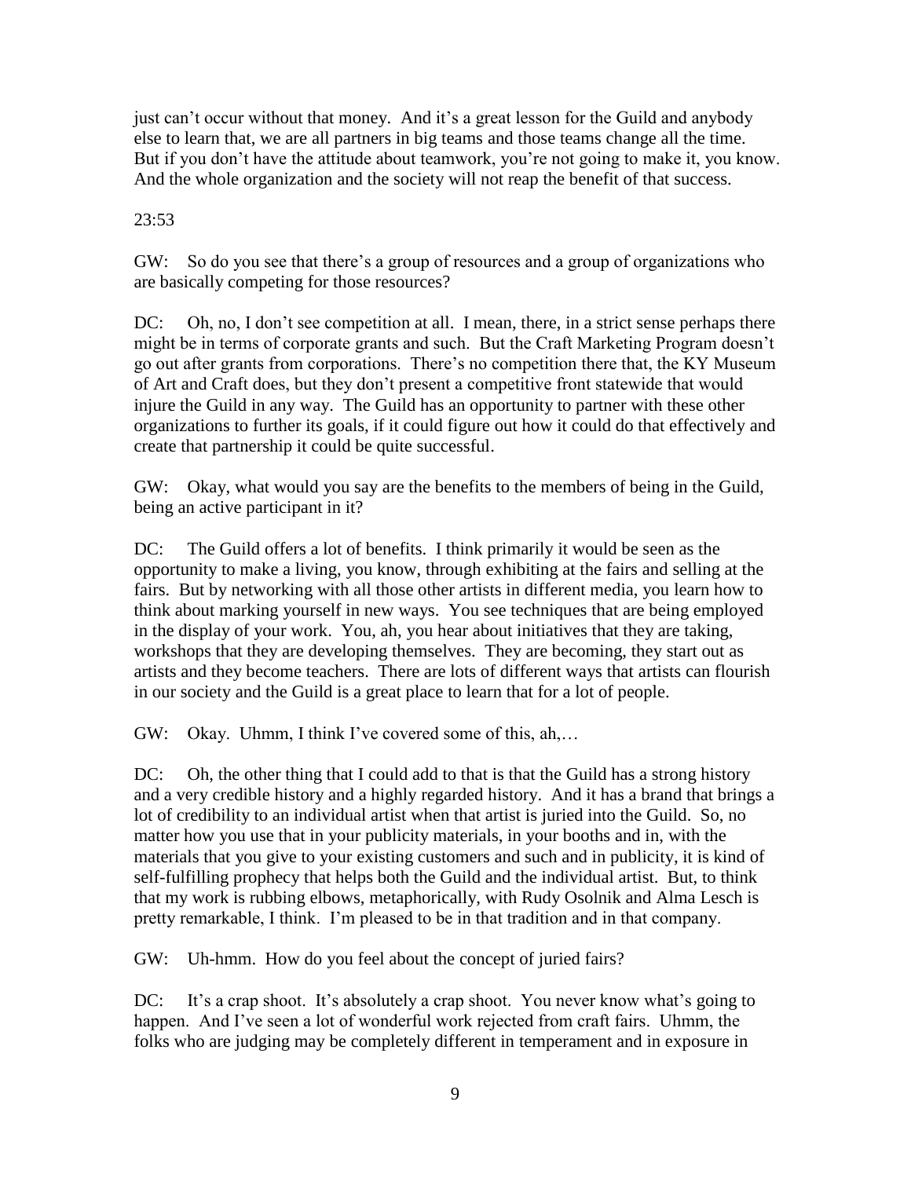just can't occur without that money. And it's a great lesson for the Guild and anybody else to learn that, we are all partners in big teams and those teams change all the time. But if you don't have the attitude about teamwork, you're not going to make it, you know. And the whole organization and the society will not reap the benefit of that success.

23:53

GW: So do you see that there's a group of resources and a group of organizations who are basically competing for those resources?

DC: Oh, no, I don't see competition at all. I mean, there, in a strict sense perhaps there might be in terms of corporate grants and such. But the Craft Marketing Program doesn't go out after grants from corporations. There's no competition there that, the KY Museum of Art and Craft does, but they don't present a competitive front statewide that would injure the Guild in any way. The Guild has an opportunity to partner with these other organizations to further its goals, if it could figure out how it could do that effectively and create that partnership it could be quite successful.

GW: Okay, what would you say are the benefits to the members of being in the Guild, being an active participant in it?

DC: The Guild offers a lot of benefits. I think primarily it would be seen as the opportunity to make a living, you know, through exhibiting at the fairs and selling at the fairs. But by networking with all those other artists in different media, you learn how to think about marking yourself in new ways. You see techniques that are being employed in the display of your work. You, ah, you hear about initiatives that they are taking, workshops that they are developing themselves. They are becoming, they start out as artists and they become teachers. There are lots of different ways that artists can flourish in our society and the Guild is a great place to learn that for a lot of people.

GW: Okay. Uhmm, I think I've covered some of this, ah,…

DC: Oh, the other thing that I could add to that is that the Guild has a strong history and a very credible history and a highly regarded history. And it has a brand that brings a lot of credibility to an individual artist when that artist is juried into the Guild. So, no matter how you use that in your publicity materials, in your booths and in, with the materials that you give to your existing customers and such and in publicity, it is kind of self-fulfilling prophecy that helps both the Guild and the individual artist. But, to think that my work is rubbing elbows, metaphorically, with Rudy Osolnik and Alma Lesch is pretty remarkable, I think. I'm pleased to be in that tradition and in that company.

GW: Uh-hmm. How do you feel about the concept of juried fairs?

DC: It's a crap shoot. It's absolutely a crap shoot. You never know what's going to happen. And I've seen a lot of wonderful work rejected from craft fairs. Uhmm, the folks who are judging may be completely different in temperament and in exposure in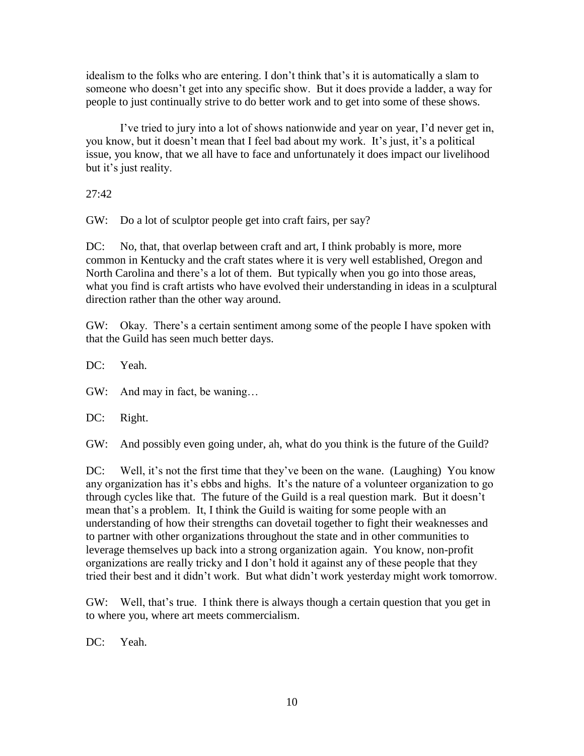idealism to the folks who are entering. I don't think that's it is automatically a slam to someone who doesn't get into any specific show. But it does provide a ladder, a way for people to just continually strive to do better work and to get into some of these shows.

I've tried to jury into a lot of shows nationwide and year on year, I'd never get in, you know, but it doesn't mean that I feel bad about my work. It's just, it's a political issue, you know, that we all have to face and unfortunately it does impact our livelihood but it's just reality.

27:42

GW: Do a lot of sculptor people get into craft fairs, per say?

DC: No, that, that overlap between craft and art, I think probably is more, more common in Kentucky and the craft states where it is very well established, Oregon and North Carolina and there's a lot of them. But typically when you go into those areas, what you find is craft artists who have evolved their understanding in ideas in a sculptural direction rather than the other way around.

GW: Okay. There's a certain sentiment among some of the people I have spoken with that the Guild has seen much better days.

DC: Yeah.

GW: And may in fact, be waning…

DC: Right.

GW: And possibly even going under, ah, what do you think is the future of the Guild?

DC: Well, it's not the first time that they've been on the wane. (Laughing) You know any organization has it's ebbs and highs. It's the nature of a volunteer organization to go through cycles like that. The future of the Guild is a real question mark. But it doesn't mean that's a problem. It, I think the Guild is waiting for some people with an understanding of how their strengths can dovetail together to fight their weaknesses and to partner with other organizations throughout the state and in other communities to leverage themselves up back into a strong organization again. You know, non-profit organizations are really tricky and I don't hold it against any of these people that they tried their best and it didn't work. But what didn't work yesterday might work tomorrow.

GW: Well, that's true. I think there is always though a certain question that you get in to where you, where art meets commercialism.

DC: Yeah.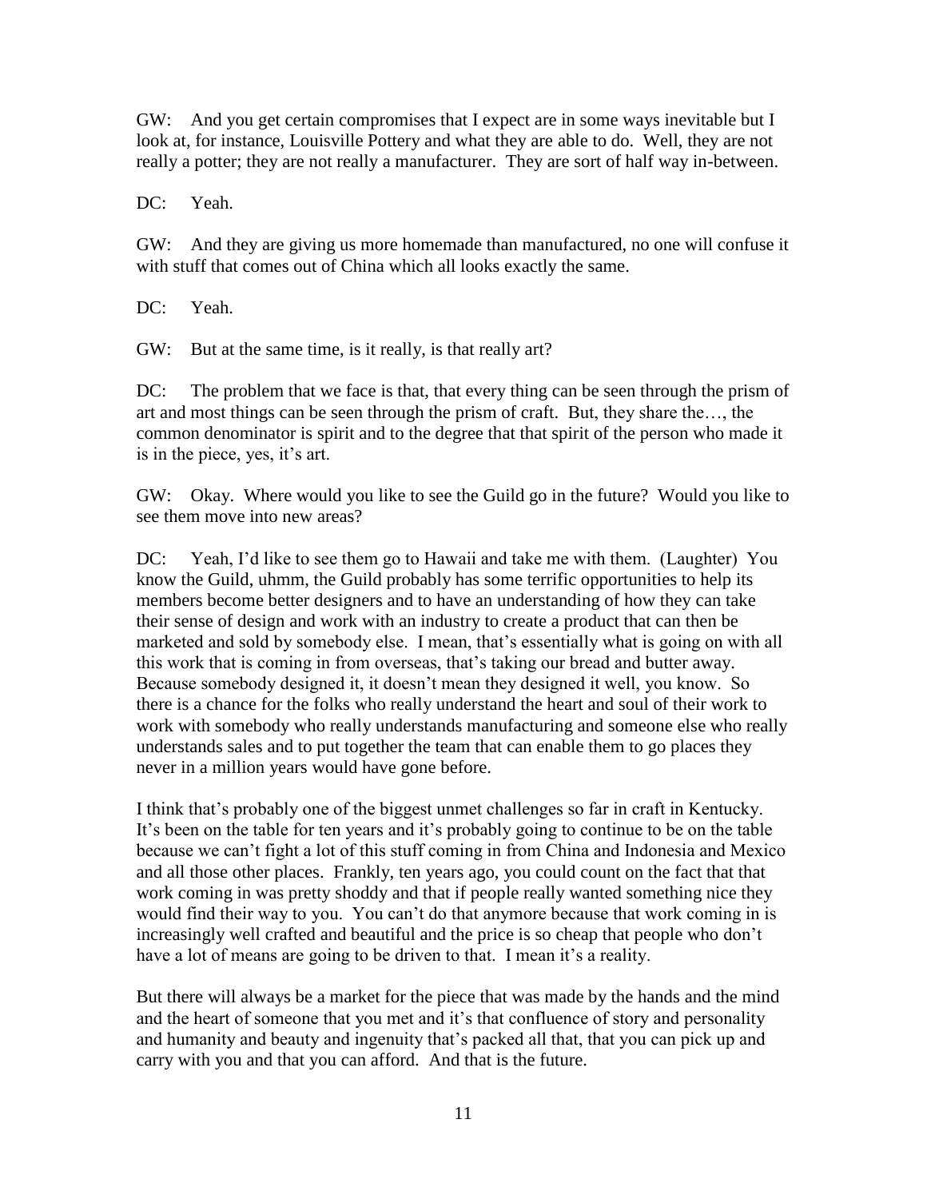GW: And you get certain compromises that I expect are in some ways inevitable but I look at, for instance, Louisville Pottery and what they are able to do. Well, they are not really a potter; they are not really a manufacturer. They are sort of half way in-between.

DC: Yeah.

GW: And they are giving us more homemade than manufactured, no one will confuse it with stuff that comes out of China which all looks exactly the same.

DC: Yeah.

GW: But at the same time, is it really, is that really art?

DC: The problem that we face is that, that every thing can be seen through the prism of art and most things can be seen through the prism of craft. But, they share the…, the common denominator is spirit and to the degree that that spirit of the person who made it is in the piece, yes, it's art.

GW: Okay. Where would you like to see the Guild go in the future? Would you like to see them move into new areas?

DC: Yeah, I'd like to see them go to Hawaii and take me with them. (Laughter) You know the Guild, uhmm, the Guild probably has some terrific opportunities to help its members become better designers and to have an understanding of how they can take their sense of design and work with an industry to create a product that can then be marketed and sold by somebody else. I mean, that's essentially what is going on with all this work that is coming in from overseas, that's taking our bread and butter away. Because somebody designed it, it doesn't mean they designed it well, you know. So there is a chance for the folks who really understand the heart and soul of their work to work with somebody who really understands manufacturing and someone else who really understands sales and to put together the team that can enable them to go places they never in a million years would have gone before.

I think that's probably one of the biggest unmet challenges so far in craft in Kentucky. It's been on the table for ten years and it's probably going to continue to be on the table because we can't fight a lot of this stuff coming in from China and Indonesia and Mexico and all those other places. Frankly, ten years ago, you could count on the fact that that work coming in was pretty shoddy and that if people really wanted something nice they would find their way to you. You can't do that anymore because that work coming in is increasingly well crafted and beautiful and the price is so cheap that people who don't have a lot of means are going to be driven to that. I mean it's a reality.

But there will always be a market for the piece that was made by the hands and the mind and the heart of someone that you met and it's that confluence of story and personality and humanity and beauty and ingenuity that's packed all that, that you can pick up and carry with you and that you can afford. And that is the future.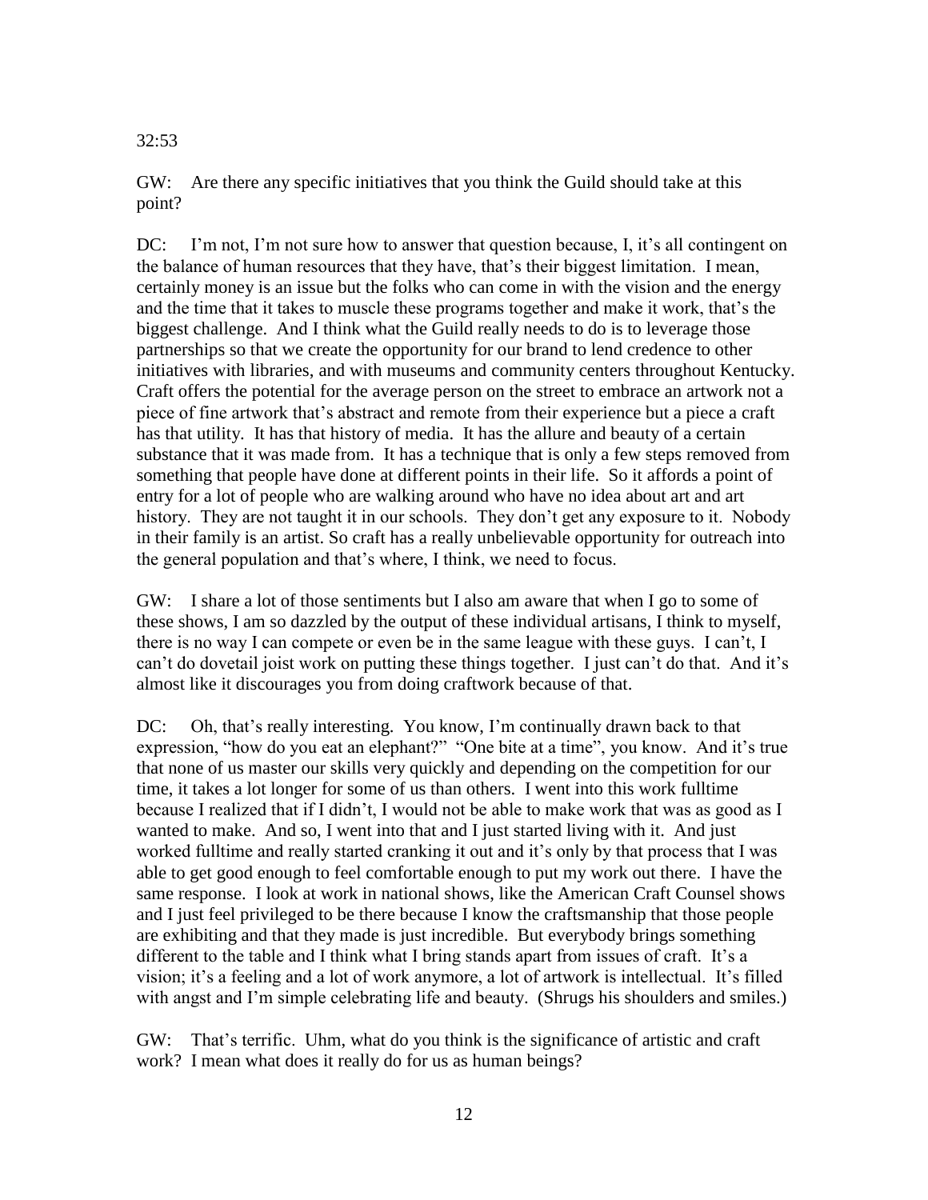32:53

GW: Are there any specific initiatives that you think the Guild should take at this point?

DC: I'm not, I'm not sure how to answer that question because, I, it's all contingent on the balance of human resources that they have, that's their biggest limitation. I mean, certainly money is an issue but the folks who can come in with the vision and the energy and the time that it takes to muscle these programs together and make it work, that's the biggest challenge. And I think what the Guild really needs to do is to leverage those partnerships so that we create the opportunity for our brand to lend credence to other initiatives with libraries, and with museums and community centers throughout Kentucky. Craft offers the potential for the average person on the street to embrace an artwork not a piece of fine artwork that's abstract and remote from their experience but a piece a craft has that utility. It has that history of media. It has the allure and beauty of a certain substance that it was made from. It has a technique that is only a few steps removed from something that people have done at different points in their life. So it affords a point of entry for a lot of people who are walking around who have no idea about art and art history. They are not taught it in our schools. They don't get any exposure to it. Nobody in their family is an artist. So craft has a really unbelievable opportunity for outreach into the general population and that's where, I think, we need to focus.

GW: I share a lot of those sentiments but I also am aware that when I go to some of these shows, I am so dazzled by the output of these individual artisans, I think to myself, there is no way I can compete or even be in the same league with these guys. I can't, I can't do dovetail joist work on putting these things together. I just can't do that. And it's almost like it discourages you from doing craftwork because of that.

DC: Oh, that's really interesting. You know, I'm continually drawn back to that expression, "how do you eat an elephant?" "One bite at a time", you know. And it's true that none of us master our skills very quickly and depending on the competition for our time, it takes a lot longer for some of us than others. I went into this work fulltime because I realized that if I didn't, I would not be able to make work that was as good as I wanted to make. And so, I went into that and I just started living with it. And just worked fulltime and really started cranking it out and it's only by that process that I was able to get good enough to feel comfortable enough to put my work out there. I have the same response. I look at work in national shows, like the American Craft Counsel shows and I just feel privileged to be there because I know the craftsmanship that those people are exhibiting and that they made is just incredible. But everybody brings something different to the table and I think what I bring stands apart from issues of craft. It's a vision; it's a feeling and a lot of work anymore, a lot of artwork is intellectual. It's filled with angst and I'm simple celebrating life and beauty. (Shrugs his shoulders and smiles.)

GW: That's terrific. Uhm, what do you think is the significance of artistic and craft work? I mean what does it really do for us as human beings?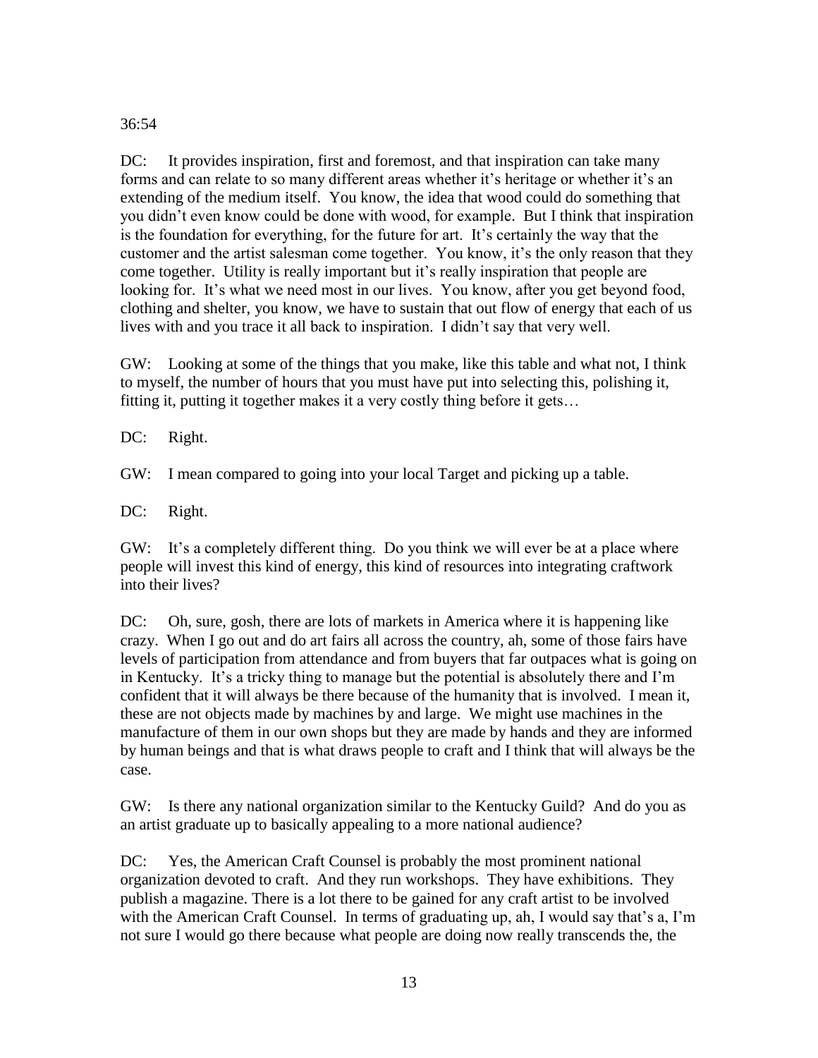36:54

DC: It provides inspiration, first and foremost, and that inspiration can take many forms and can relate to so many different areas whether it's heritage or whether it's an extending of the medium itself. You know, the idea that wood could do something that you didn't even know could be done with wood, for example. But I think that inspiration is the foundation for everything, for the future for art. It's certainly the way that the customer and the artist salesman come together. You know, it's the only reason that they come together. Utility is really important but it's really inspiration that people are looking for. It's what we need most in our lives. You know, after you get beyond food, clothing and shelter, you know, we have to sustain that out flow of energy that each of us lives with and you trace it all back to inspiration. I didn't say that very well.

GW: Looking at some of the things that you make, like this table and what not, I think to myself, the number of hours that you must have put into selecting this, polishing it, fitting it, putting it together makes it a very costly thing before it gets…

DC: Right.

GW: I mean compared to going into your local Target and picking up a table.

DC: Right.

GW: It's a completely different thing. Do you think we will ever be at a place where people will invest this kind of energy, this kind of resources into integrating craftwork into their lives?

DC: Oh, sure, gosh, there are lots of markets in America where it is happening like crazy. When I go out and do art fairs all across the country, ah, some of those fairs have levels of participation from attendance and from buyers that far outpaces what is going on in Kentucky. It's a tricky thing to manage but the potential is absolutely there and I'm confident that it will always be there because of the humanity that is involved. I mean it, these are not objects made by machines by and large. We might use machines in the manufacture of them in our own shops but they are made by hands and they are informed by human beings and that is what draws people to craft and I think that will always be the case.

GW: Is there any national organization similar to the Kentucky Guild? And do you as an artist graduate up to basically appealing to a more national audience?

DC: Yes, the American Craft Counsel is probably the most prominent national organization devoted to craft. And they run workshops. They have exhibitions. They publish a magazine. There is a lot there to be gained for any craft artist to be involved with the American Craft Counsel. In terms of graduating up, ah, I would say that's a, I'm not sure I would go there because what people are doing now really transcends the, the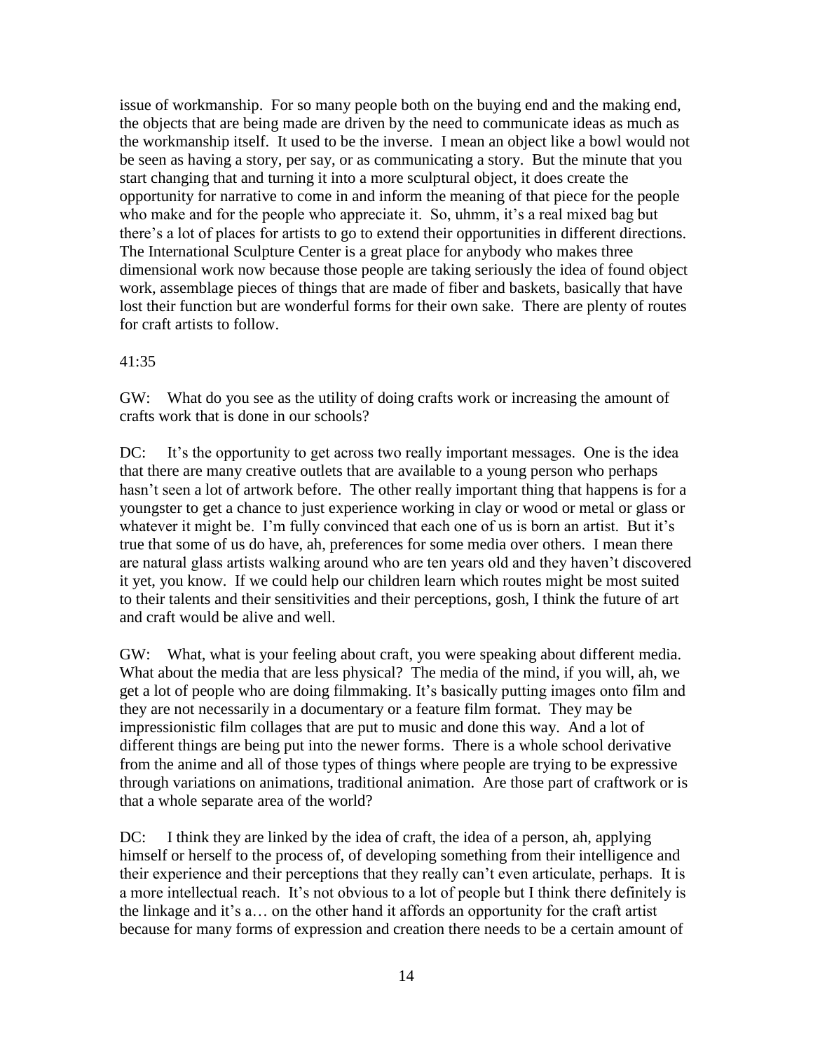issue of workmanship. For so many people both on the buying end and the making end, the objects that are being made are driven by the need to communicate ideas as much as the workmanship itself. It used to be the inverse. I mean an object like a bowl would not be seen as having a story, per say, or as communicating a story. But the minute that you start changing that and turning it into a more sculptural object, it does create the opportunity for narrative to come in and inform the meaning of that piece for the people who make and for the people who appreciate it. So, uhmm, it's a real mixed bag but there's a lot of places for artists to go to extend their opportunities in different directions. The International Sculpture Center is a great place for anybody who makes three dimensional work now because those people are taking seriously the idea of found object work, assemblage pieces of things that are made of fiber and baskets, basically that have lost their function but are wonderful forms for their own sake. There are plenty of routes for craft artists to follow.

41:35

GW: What do you see as the utility of doing crafts work or increasing the amount of crafts work that is done in our schools?

DC: It's the opportunity to get across two really important messages. One is the idea that there are many creative outlets that are available to a young person who perhaps hasn't seen a lot of artwork before. The other really important thing that happens is for a youngster to get a chance to just experience working in clay or wood or metal or glass or whatever it might be. I'm fully convinced that each one of us is born an artist. But it's true that some of us do have, ah, preferences for some media over others. I mean there are natural glass artists walking around who are ten years old and they haven't discovered it yet, you know. If we could help our children learn which routes might be most suited to their talents and their sensitivities and their perceptions, gosh, I think the future of art and craft would be alive and well.

GW: What, what is your feeling about craft, you were speaking about different media. What about the media that are less physical? The media of the mind, if you will, ah, we get a lot of people who are doing filmmaking. It's basically putting images onto film and they are not necessarily in a documentary or a feature film format. They may be impressionistic film collages that are put to music and done this way. And a lot of different things are being put into the newer forms. There is a whole school derivative from the anime and all of those types of things where people are trying to be expressive through variations on animations, traditional animation. Are those part of craftwork or is that a whole separate area of the world?

DC: I think they are linked by the idea of craft, the idea of a person, ah, applying himself or herself to the process of, of developing something from their intelligence and their experience and their perceptions that they really can't even articulate, perhaps. It is a more intellectual reach. It's not obvious to a lot of people but I think there definitely is the linkage and it's a… on the other hand it affords an opportunity for the craft artist because for many forms of expression and creation there needs to be a certain amount of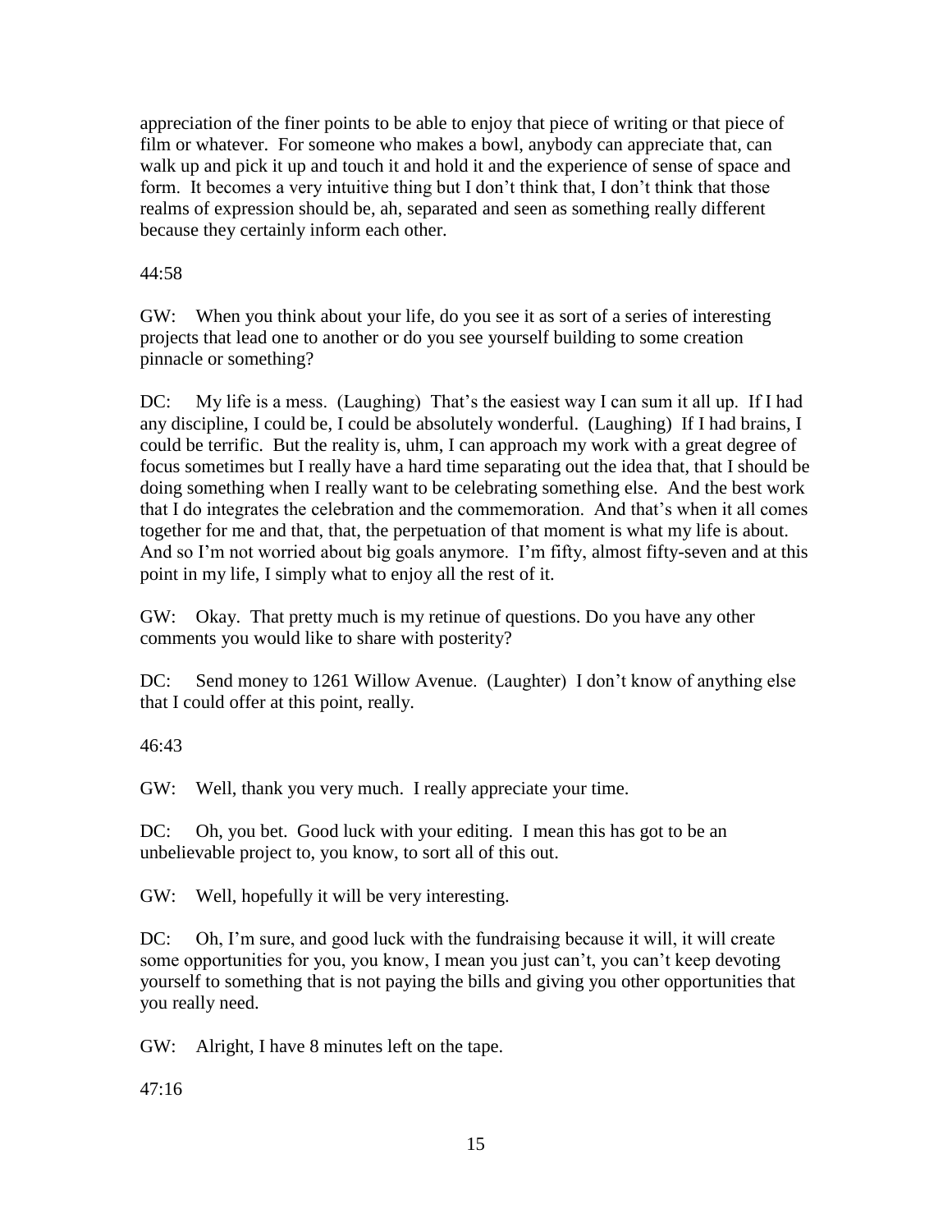appreciation of the finer points to be able to enjoy that piece of writing or that piece of film or whatever. For someone who makes a bowl, anybody can appreciate that, can walk up and pick it up and touch it and hold it and the experience of sense of space and form. It becomes a very intuitive thing but I don't think that, I don't think that those realms of expression should be, ah, separated and seen as something really different because they certainly inform each other.

44:58

GW: When you think about your life, do you see it as sort of a series of interesting projects that lead one to another or do you see yourself building to some creation pinnacle or something?

DC: My life is a mess. (Laughing) That's the easiest way I can sum it all up. If I had any discipline, I could be, I could be absolutely wonderful. (Laughing) If I had brains, I could be terrific. But the reality is, uhm, I can approach my work with a great degree of focus sometimes but I really have a hard time separating out the idea that, that I should be doing something when I really want to be celebrating something else. And the best work that I do integrates the celebration and the commemoration. And that's when it all comes together for me and that, that, the perpetuation of that moment is what my life is about. And so I'm not worried about big goals anymore. I'm fifty, almost fifty-seven and at this point in my life, I simply what to enjoy all the rest of it.

GW: Okay. That pretty much is my retinue of questions. Do you have any other comments you would like to share with posterity?

DC: Send money to 1261 Willow Avenue. (Laughter) I don't know of anything else that I could offer at this point, really.

46:43

GW: Well, thank you very much. I really appreciate your time.

DC: Oh, you bet. Good luck with your editing. I mean this has got to be an unbelievable project to, you know, to sort all of this out.

GW: Well, hopefully it will be very interesting.

DC: Oh, I'm sure, and good luck with the fundraising because it will, it will create some opportunities for you, you know, I mean you just can't, you can't keep devoting yourself to something that is not paying the bills and giving you other opportunities that you really need.

GW: Alright, I have 8 minutes left on the tape.

47:16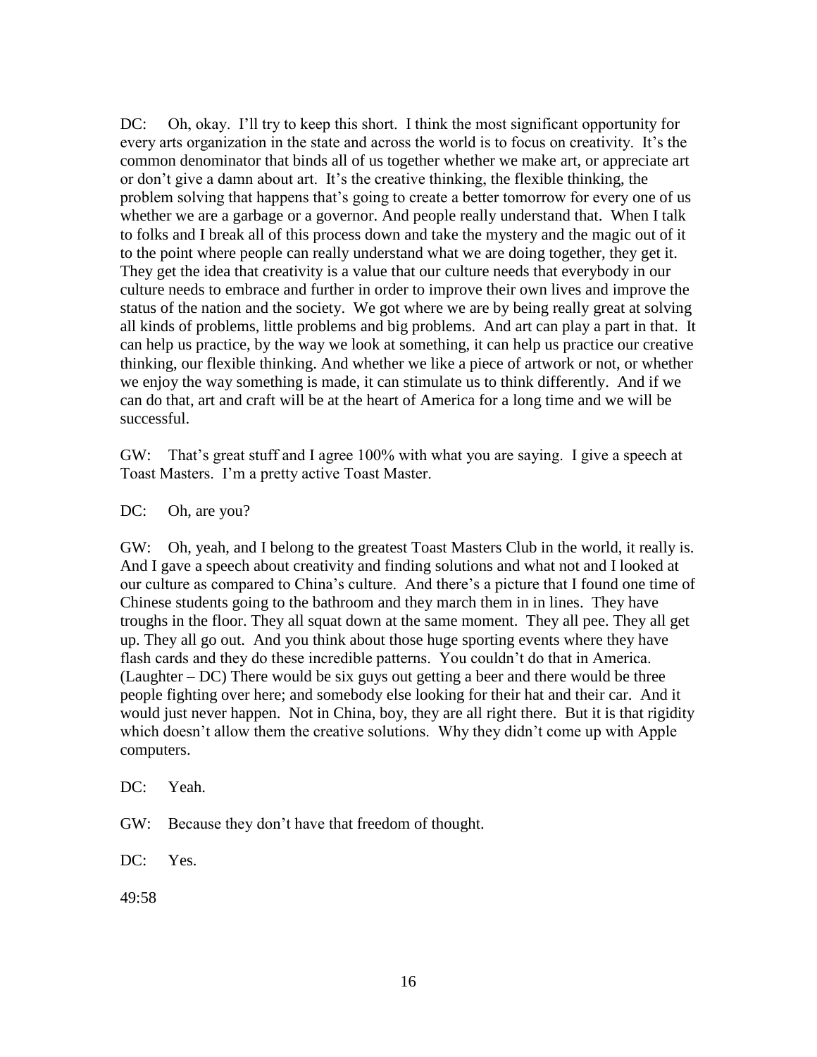DC: Oh, okay. I'll try to keep this short. I think the most significant opportunity for every arts organization in the state and across the world is to focus on creativity. It's the common denominator that binds all of us together whether we make art, or appreciate art or don't give a damn about art. It's the creative thinking, the flexible thinking, the problem solving that happens that's going to create a better tomorrow for every one of us whether we are a garbage or a governor. And people really understand that. When I talk to folks and I break all of this process down and take the mystery and the magic out of it to the point where people can really understand what we are doing together, they get it. They get the idea that creativity is a value that our culture needs that everybody in our culture needs to embrace and further in order to improve their own lives and improve the status of the nation and the society. We got where we are by being really great at solving all kinds of problems, little problems and big problems. And art can play a part in that. It can help us practice, by the way we look at something, it can help us practice our creative thinking, our flexible thinking. And whether we like a piece of artwork or not, or whether we enjoy the way something is made, it can stimulate us to think differently. And if we can do that, art and craft will be at the heart of America for a long time and we will be successful.

GW: That's great stuff and I agree 100% with what you are saying. I give a speech at Toast Masters. I'm a pretty active Toast Master.

DC: Oh, are you?

GW: Oh, yeah, and I belong to the greatest Toast Masters Club in the world, it really is. And I gave a speech about creativity and finding solutions and what not and I looked at our culture as compared to China's culture. And there's a picture that I found one time of Chinese students going to the bathroom and they march them in in lines. They have troughs in the floor. They all squat down at the same moment. They all pee. They all get up. They all go out. And you think about those huge sporting events where they have flash cards and they do these incredible patterns. You couldn't do that in America. (Laughter – DC) There would be six guys out getting a beer and there would be three people fighting over here; and somebody else looking for their hat and their car. And it would just never happen. Not in China, boy, they are all right there. But it is that rigidity which doesn't allow them the creative solutions. Why they didn't come up with Apple computers.

DC: Yeah.

GW: Because they don't have that freedom of thought.

DC: Yes.

49:58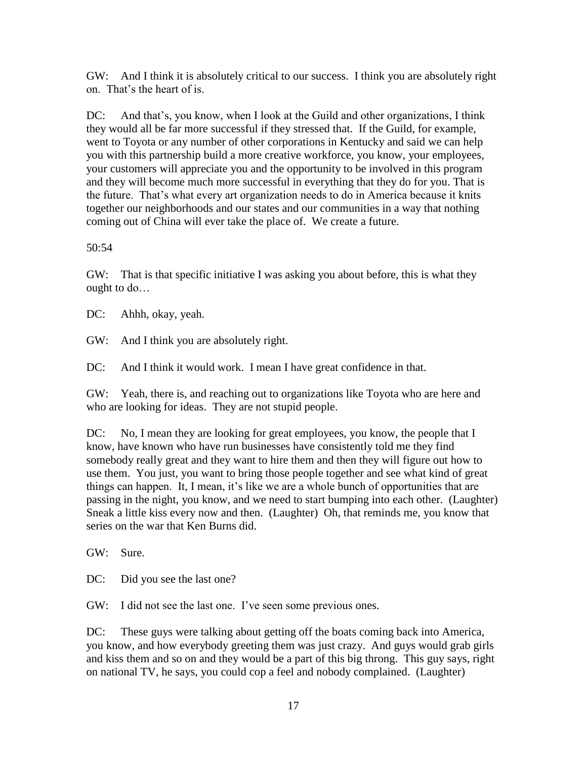GW: And I think it is absolutely critical to our success. I think you are absolutely right on. That's the heart of is.

DC: And that's, you know, when I look at the Guild and other organizations, I think they would all be far more successful if they stressed that. If the Guild, for example, went to Toyota or any number of other corporations in Kentucky and said we can help you with this partnership build a more creative workforce, you know, your employees, your customers will appreciate you and the opportunity to be involved in this program and they will become much more successful in everything that they do for you. That is the future. That's what every art organization needs to do in America because it knits together our neighborhoods and our states and our communities in a way that nothing coming out of China will ever take the place of. We create a future.

50:54

GW: That is that specific initiative I was asking you about before, this is what they ought to do…

DC: Ahhh, okay, yeah.

GW: And I think you are absolutely right.

DC: And I think it would work. I mean I have great confidence in that.

GW: Yeah, there is, and reaching out to organizations like Toyota who are here and who are looking for ideas. They are not stupid people.

DC: No, I mean they are looking for great employees, you know, the people that I know, have known who have run businesses have consistently told me they find somebody really great and they want to hire them and then they will figure out how to use them. You just, you want to bring those people together and see what kind of great things can happen. It, I mean, it's like we are a whole bunch of opportunities that are passing in the night, you know, and we need to start bumping into each other. (Laughter) Sneak a little kiss every now and then. (Laughter) Oh, that reminds me, you know that series on the war that Ken Burns did.

GW: Sure.

DC: Did you see the last one?

GW: I did not see the last one. I've seen some previous ones.

DC: These guys were talking about getting off the boats coming back into America, you know, and how everybody greeting them was just crazy. And guys would grab girls and kiss them and so on and they would be a part of this big throng. This guy says, right on national TV, he says, you could cop a feel and nobody complained. (Laughter)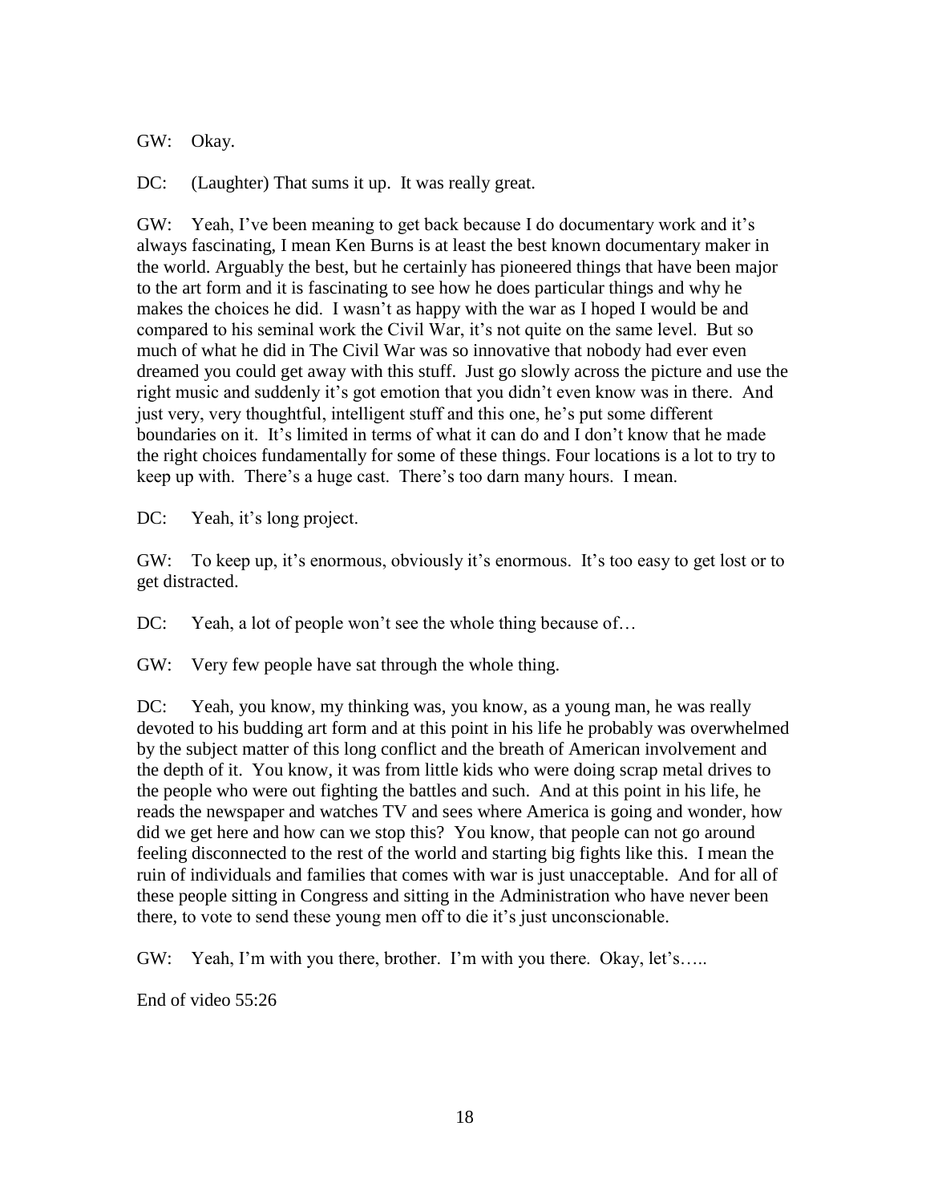GW: Okay.

DC: (Laughter) That sums it up. It was really great.

GW: Yeah, I've been meaning to get back because I do documentary work and it's always fascinating, I mean Ken Burns is at least the best known documentary maker in the world. Arguably the best, but he certainly has pioneered things that have been major to the art form and it is fascinating to see how he does particular things and why he makes the choices he did. I wasn't as happy with the war as I hoped I would be and compared to his seminal work the Civil War, it's not quite on the same level. But so much of what he did in The Civil War was so innovative that nobody had ever even dreamed you could get away with this stuff. Just go slowly across the picture and use the right music and suddenly it's got emotion that you didn't even know was in there. And just very, very thoughtful, intelligent stuff and this one, he's put some different boundaries on it. It's limited in terms of what it can do and I don't know that he made the right choices fundamentally for some of these things. Four locations is a lot to try to keep up with. There's a huge cast. There's too darn many hours. I mean.

DC: Yeah, it's long project.

GW: To keep up, it's enormous, obviously it's enormous. It's too easy to get lost or to get distracted.

DC: Yeah, a lot of people won't see the whole thing because of…

GW: Very few people have sat through the whole thing.

DC: Yeah, you know, my thinking was, you know, as a young man, he was really devoted to his budding art form and at this point in his life he probably was overwhelmed by the subject matter of this long conflict and the breath of American involvement and the depth of it. You know, it was from little kids who were doing scrap metal drives to the people who were out fighting the battles and such. And at this point in his life, he reads the newspaper and watches TV and sees where America is going and wonder, how did we get here and how can we stop this? You know, that people can not go around feeling disconnected to the rest of the world and starting big fights like this. I mean the ruin of individuals and families that comes with war is just unacceptable. And for all of these people sitting in Congress and sitting in the Administration who have never been there, to vote to send these young men off to die it's just unconscionable.

GW: Yeah, I'm with you there, brother. I'm with you there. Okay, let's…..

End of video 55:26